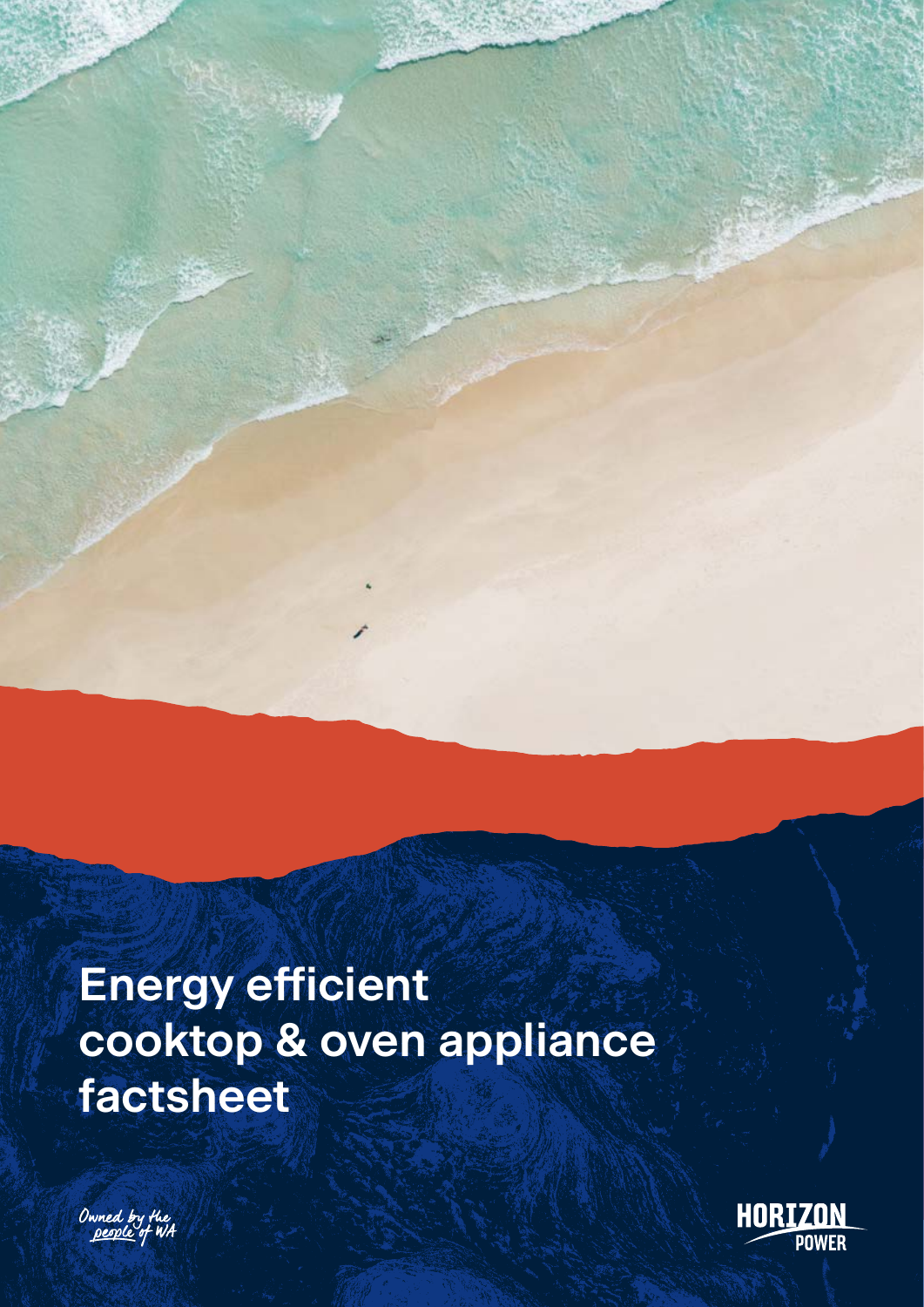# Energy efficient cooktop & oven appliance factsheet

Owned by the people of WA

HORIZON POWER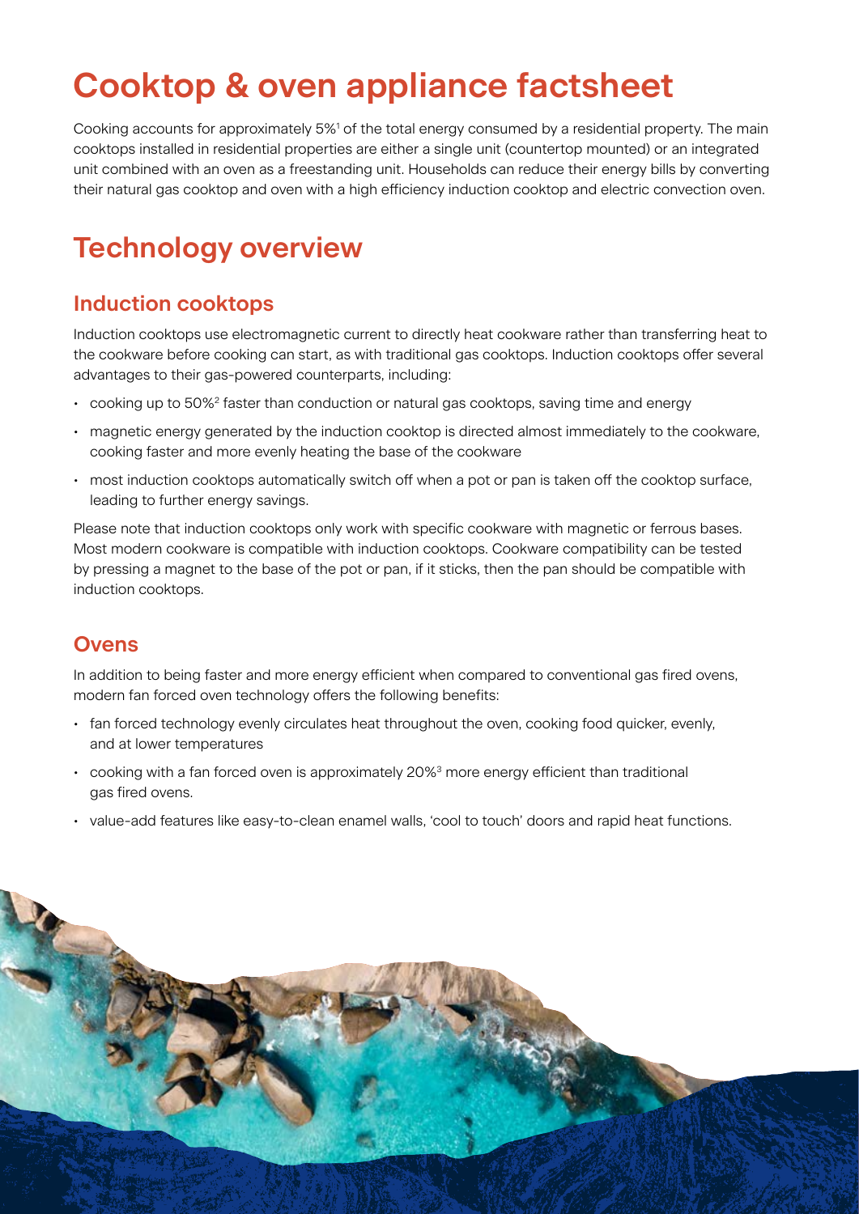# Cooktop & oven appliance factsheet

Cooking accounts for approximately 5%[1] of the total energy consumed by a residential property. The main cooktops installed in residential properties are either a single unit (countertop mounted) or an integrated unit combined with an oven as a freestanding unit. Households can reduce their energy bills by converting their natural gas cooktop and oven with a high efficiency induction cooktop and electric convection oven.

## Technology overview

### Induction cooktops

Induction cooktops use electromagnetic current to directly heat cookware rather than transferring heat to the cookware before cooking can start, as with traditional gas cooktops. Induction cooktops offer several advantages to their gas-powered counterparts, including:

- cooking up to 50%[2] faster than conduction or natural gas cooktops, saving time and energy
- magnetic energy generated by the induction cooktop is directed almost immediately to the cookware, cooking faster and more evenly heating the base of the cookware
- most induction cooktops automatically switch off when a pot or pan is taken off the cooktop surface, leading to further energy savings.

Please note that induction cooktops only work with specific cookware with magnetic or ferrous bases. Most modern cookware is compatible with induction cooktops. Cookware compatibility can be tested by pressing a magnet to the base of the pot or pan, if it sticks, then the pan should be compatible with induction cooktops.

### Ovens

In addition to being faster and more energy efficient when compared to conventional gas fired ovens, modern fan forced oven technology offers the following benefits:

- fan forced technology evenly circulates heat throughout the oven, cooking food quicker, evenly, and at lower temperatures
- cooking with a fan forced oven is approximately 20%[3] more energy efficient than traditional gas fired ovens.
- value-add features like easy-to-clean enamel walls, 'cool to touch' doors and rapid heat functions.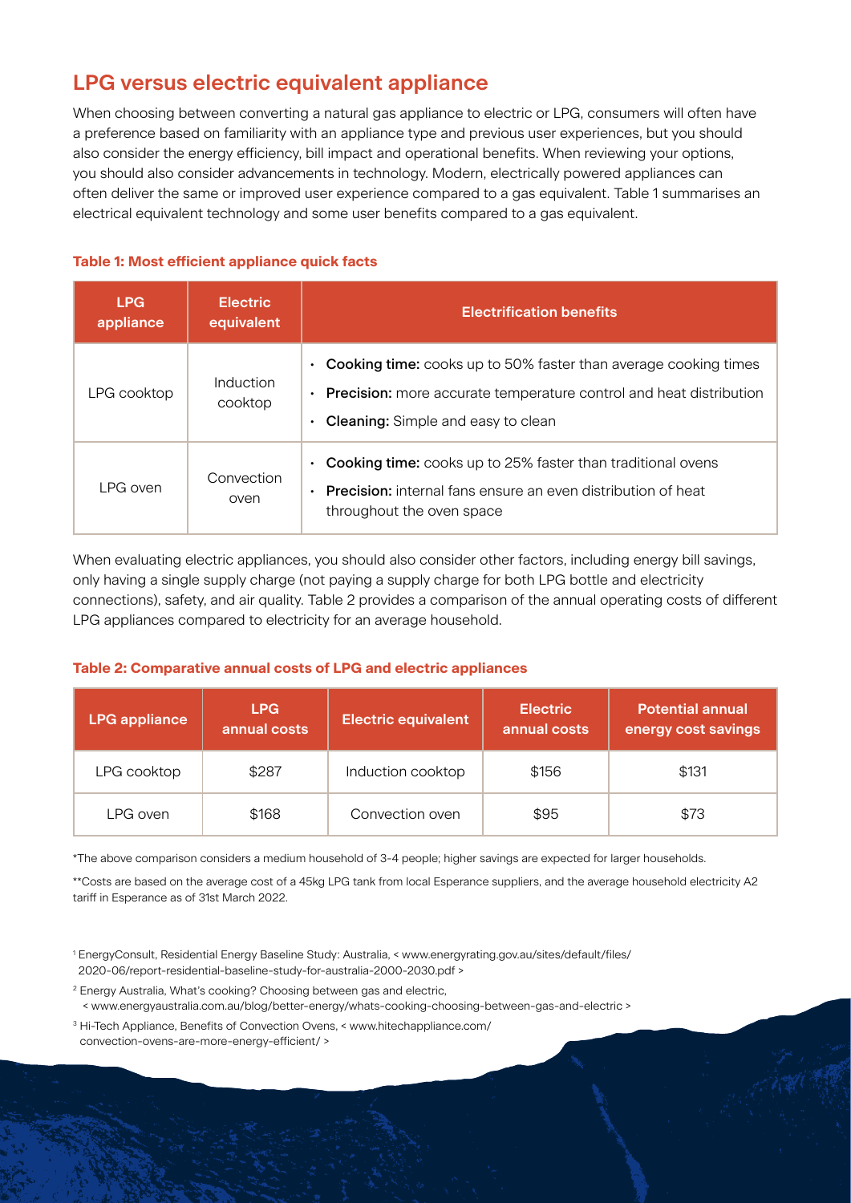## LPG versus electric equivalent appliance

When choosing between converting a natural gas appliance to electric or LPG, consumers will often have a preference based on familiarity with an appliance type and previous user experiences, but you should also consider the energy efficiency, bill impact and operational benefits. When reviewing your options, you should also consider advancements in technology. Modern, electrically powered appliances can often deliver the same or improved user experience compared to a gas equivalent. Table 1 summarises an electrical equivalent technology and some user benefits compared to a gas equivalent.

**Table 1: Most efficient appliance quick facts**

| LPG appliance | Electric equivalent | Electrification benefits |
|---|---|---|
| LPG cooktop | Induction cooktop | • **Cooking time:** cooks up to 50% faster than average cooking times<br>• **Precision:** more accurate temperature control and heat distribution<br>• **Cleaning:** Simple and easy to clean |
| LPG oven | Convection oven | • **Cooking time:** cooks up to 25% faster than traditional ovens<br>• **Precision:** internal fans ensure an even distribution of heat throughout the oven space |

When evaluating electric appliances, you should also consider other factors, including energy bill savings, only having a single supply charge (not paying a supply charge for both LPG bottle and electricity connections), safety, and air quality. Table 2 provides a comparison of the annual operating costs of different LPG appliances compared to electricity for an average household.

**Table 2: Comparative annual costs of LPG and electric appliances**

| LPG appliance | LPG annual costs | Electric equivalent | Electric annual costs | Potential annual energy cost savings |
|---|---|---|---|---|
| LPG cooktop | $287 | Induction cooktop | $156 | $131 |
| LPG oven | $168 | Convection oven | $95 | $73 |

*The above comparison considers a medium household of 3-4 people; higher savings are expected for larger households.

**Costs are based on the average cost of a 45kg LPG tank from local Esperance suppliers, and the average household electricity A2 tariff in Esperance as of 31st March 2022.

[1] EnergyConsult, Residential Energy Baseline Study: Australia, < www.energyrating.gov.au/sites/default/files/2020-06/report-residential-baseline-study-for-australia-2000-2030.pdf >

[2] Energy Australia, What's cooking? Choosing between gas and electric, < www.energyaustralia.com.au/blog/better-energy/whats-cooking-choosing-between-gas-and-electric >

[3] Hi-Tech Appliance, Benefits of Convection Ovens, < www.hitechappliance.com/convection-ovens-are-more-energy-efficient/ >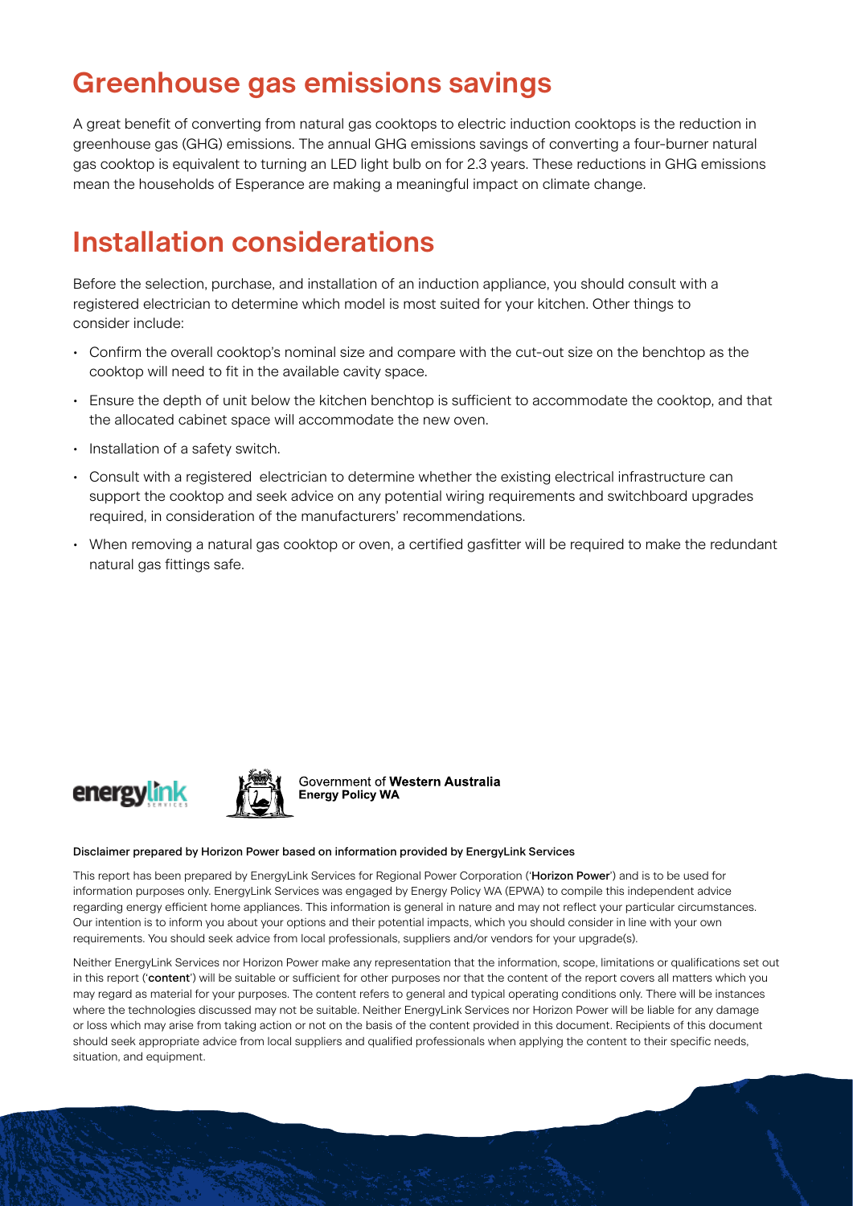## Greenhouse gas emissions savings

A great benefit of converting from natural gas cooktops to electric induction cooktops is the reduction in greenhouse gas (GHG) emissions. The annual GHG emissions savings of converting a four-burner natural gas cooktop is equivalent to turning an LED light bulb on for 2.3 years. These reductions in GHG emissions mean the households of Esperance are making a meaningful impact on climate change.

## Installation considerations

Before the selection, purchase, and installation of an induction appliance, you should consult with a registered electrician to determine which model is most suited for your kitchen. Other things to consider include:

- Confirm the overall cooktop's nominal size and compare with the cut-out size on the benchtop as the cooktop will need to fit in the available cavity space.
- Ensure the depth of unit below the kitchen benchtop is sufficient to accommodate the cooktop, and that the allocated cabinet space will accommodate the new oven.
- Installation of a safety switch.
- Consult with a registered electrician to determine whether the existing electrical infrastructure can support the cooktop and seek advice on any potential wiring requirements and switchboard upgrades required, in consideration of the manufacturers' recommendations.
- When removing a natural gas cooktop or oven, a certified gasfitter will be required to make the redundant natural gas fittings safe.

energylink SERVICES

Government of **Western Australia**
**Energy Policy WA**

**Disclaimer prepared by Horizon Power based on information provided by EnergyLink Services**

This report has been prepared by EnergyLink Services for Regional Power Corporation ('**Horizon Power**') and is to be used for information purposes only. EnergyLink Services was engaged by Energy Policy WA (EPWA) to compile this independent advice regarding energy efficient home appliances. This information is general in nature and may not reflect your particular circumstances. Our intention is to inform you about your options and their potential impacts, which you should consider in line with your own requirements. You should seek advice from local professionals, suppliers and/or vendors for your upgrade(s).

Neither EnergyLink Services nor Horizon Power make any representation that the information, scope, limitations or qualifications set out in this report ('**content**') will be suitable or sufficient for other purposes nor that the content of the report covers all matters which you may regard as material for your purposes. The content refers to general and typical operating conditions only. There will be instances where the technologies discussed may not be suitable. Neither EnergyLink Services nor Horizon Power will be liable for any damage or loss which may arise from taking action or not on the basis of the content provided in this document. Recipients of this document should seek appropriate advice from local suppliers and qualified professionals when applying the content to their specific needs, situation, and equipment.